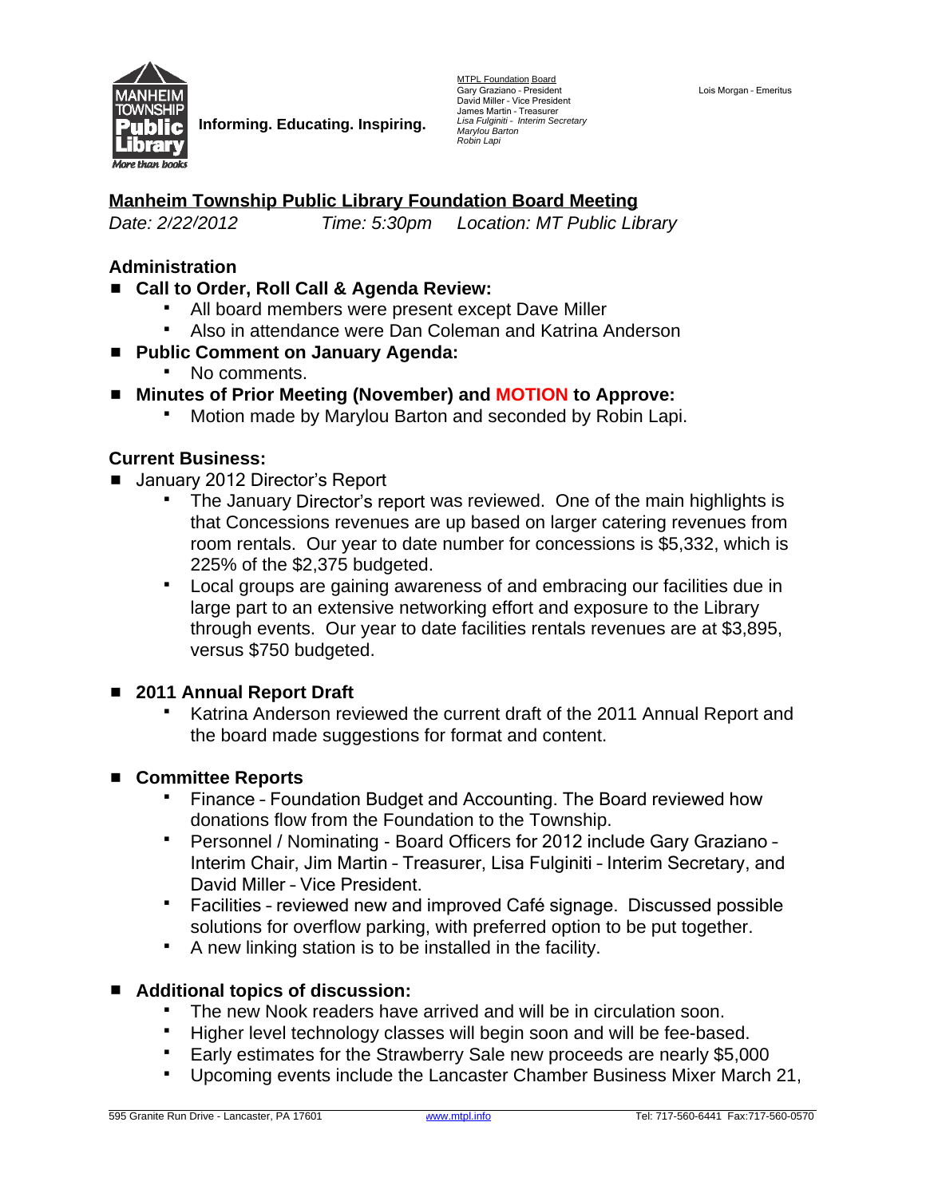Informing. Educating. Inspiring.

MTPL Foundation Board
Gary Graziano - President
David Miller - Vice President
James Martin - Treasurer
*Lisa Fulginiti - Interim Secretary*
*Marylou Barton*
*Robin Lapi*

Lois Morgan – Emeritus

## Manheim Township Public Library Foundation Board Meeting

*Date: 2/22/2012 Time: 5:30pm Location: MT Public Library*

### Administration

- **Call to Order, Roll Call & Agenda Review:**
  - All board members were present except Dave Miller
  - Also in attendance were Dan Coleman and Katrina Anderson
- **Public Comment on January Agenda:**
  - No comments.
- **Minutes of Prior Meeting (November) and MOTION to Approve:**
  - Motion made by Marylou Barton and seconded by Robin Lapi.

### Current Business:

- January 2012 Director's Report
  - The January Director's report was reviewed. One of the main highlights is that Concessions revenues are up based on larger catering revenues from room rentals. Our year to date number for concessions is $5,332, which is 225% of the $2,375 budgeted.
  - Local groups are gaining awareness of and embracing our facilities due in large part to an extensive networking effort and exposure to the Library through events. Our year to date facilities rentals revenues are at $3,895, versus $750 budgeted.

- **2011 Annual Report Draft**
  - Katrina Anderson reviewed the current draft of the 2011 Annual Report and the board made suggestions for format and content.

- **Committee Reports**
  - Finance – Foundation Budget and Accounting. The Board reviewed how donations flow from the Foundation to the Township.
  - Personnel / Nominating - Board Officers for 2012 include Gary Graziano – Interim Chair, Jim Martin – Treasurer, Lisa Fulginiti – Interim Secretary, and David Miller – Vice President.
  - Facilities – reviewed new and improved Café signage. Discussed possible solutions for overflow parking, with preferred option to be put together.
  - A new linking station is to be installed in the facility.

- **Additional topics of discussion:**
  - The new Nook readers have arrived and will be in circulation soon.
  - Higher level technology classes will begin soon and will be fee-based.
  - Early estimates for the Strawberry Sale new proceeds are nearly $5,000
  - Upcoming events include the Lancaster Chamber Business Mixer March 21,

595 Granite Run Drive - Lancaster, PA 17601 www.mtpl.info Tel: 717-560-6441 Fax:717-560-0570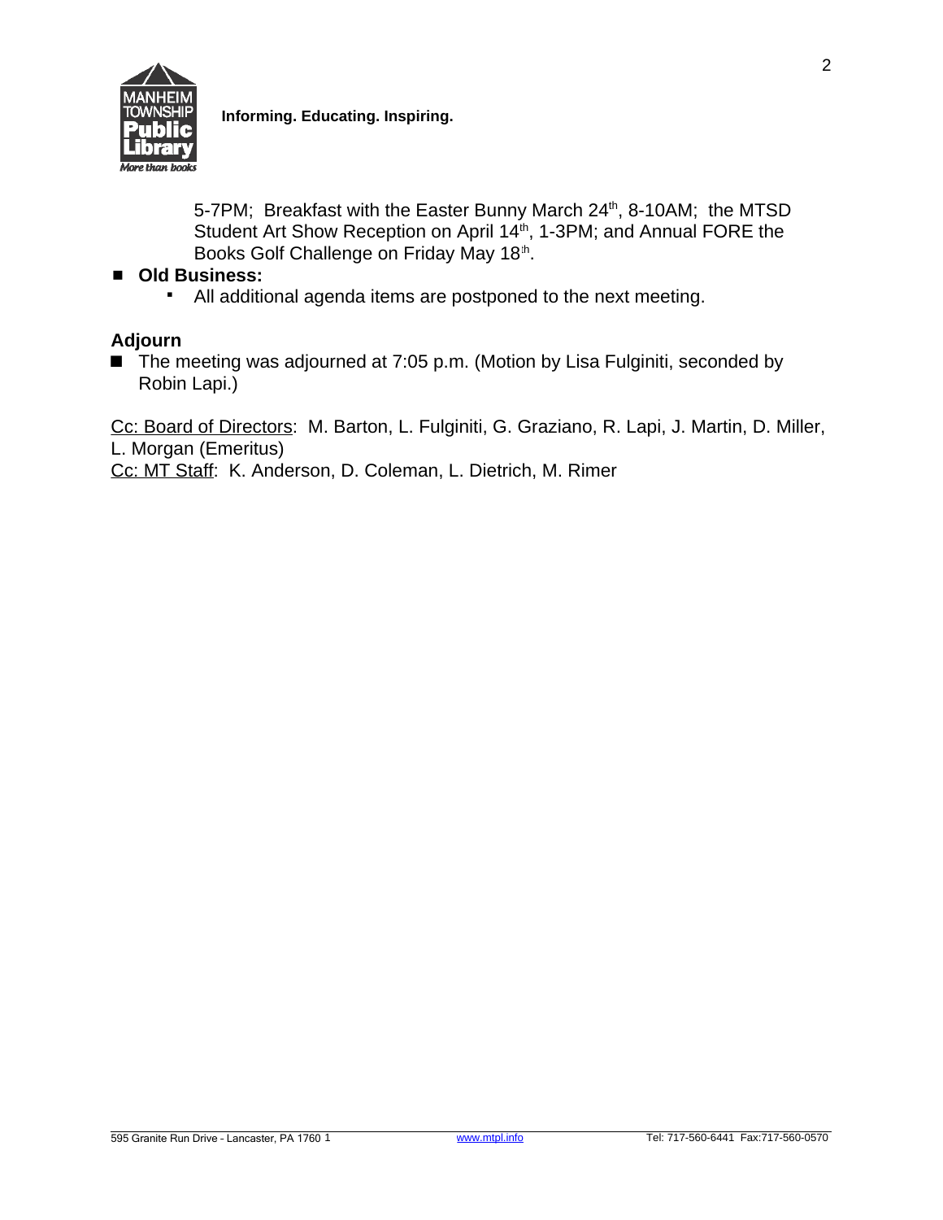5-7PM; Breakfast with the Easter Bunny March 24th, 8-10AM; the MTSD Student Art Show Reception on April 14th, 1-3PM; and Annual FORE the Books Golf Challenge on Friday May 18th.

- **Old Business:**
  - All additional agenda items are postponed to the next meeting.

**Adjourn**

- The meeting was adjourned at 7:05 p.m. (Motion by Lisa Fulginiti, seconded by Robin Lapi.)

Cc: Board of Directors: M. Barton, L. Fulginiti, G. Graziano, R. Lapi, J. Martin, D. Miller, L. Morgan (Emeritus)

Cc: MT Staff: K. Anderson, D. Coleman, L. Dietrich, M. Rimer